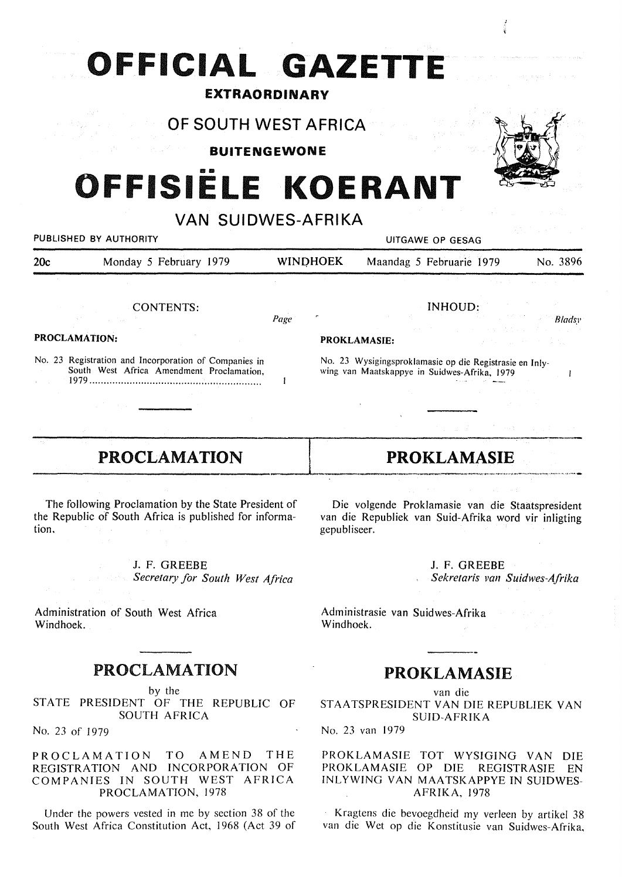# OFFICIAL GAZETTE

**EXTRAORDINARY**

## OF SOUTH WEST AFRICA

**BUITENGEWONE**

# OFFISIËLE KOERANT

## VAN SUIDWES-AFRIKA

PUBLISHED BY AUTHORITY — UITGAWE OP GESAG

20c — Monday 5 February 1979 — WINDHOEK — Maandag 5 Februarie 1979 — No. 3896

CONTENTS:

| | Page |
|---|---|
| **PROCLAMATION:** | |
| No. 23 Registration and Incorporation of Companies in South West Africa Amendment Proclamation, 1979 | 1 |

INHOUD:

| | Bladsy |
|---|---|
| **PROKLAMASIE:** | |
| No. 23 Wysigingsproklamasie op die Registrasie en Inlywing van Maatskappye in Suidwes-Afrika, 1979 | 1 |

## PROCLAMATION

The following Proclamation by the State President of the Republic of South Africa is published for information.

J. F. GREEBE
*Secretary for South West Africa*

Administration of South West Africa
Windhoek.

## PROCLAMATION

by the
STATE PRESIDENT OF THE REPUBLIC OF SOUTH AFRICA

No. 23 of 1979

PROCLAMATION TO AMEND THE REGISTRATION AND INCORPORATION OF COMPANIES IN SOUTH WEST AFRICA PROCLAMATION, 1978

Under the powers vested in me by section 38 of the South West Africa Constitution Act, 1968 (Act 39 of

## PROKLAMASIE

Die volgende Proklamasie van die Staatspresident van die Republiek van Suid-Afrika word vir inligting gepubliseer.

J. F. GREEBE
*Sekretaris van Suidwes-Afrika*

Administrasie van Suidwes-Afrika
Windhoek.

## PROKLAMASIE

van die
STAATSPRESIDENT VAN DIE REPUBLIEK VAN SUID-AFRIKA

No. 23 van 1979

PROKLAMASIE TOT WYSIGING VAN DIE PROKLAMASIE OP DIE REGISTRASIE EN INLYWING VAN MAATSKAPPYE IN SUIDWES-AFRIKA, 1978

Kragtens die bevoegdheid my verleen by artikel 38 van die Wet op die Konstitusie van Suidwes-Afrika,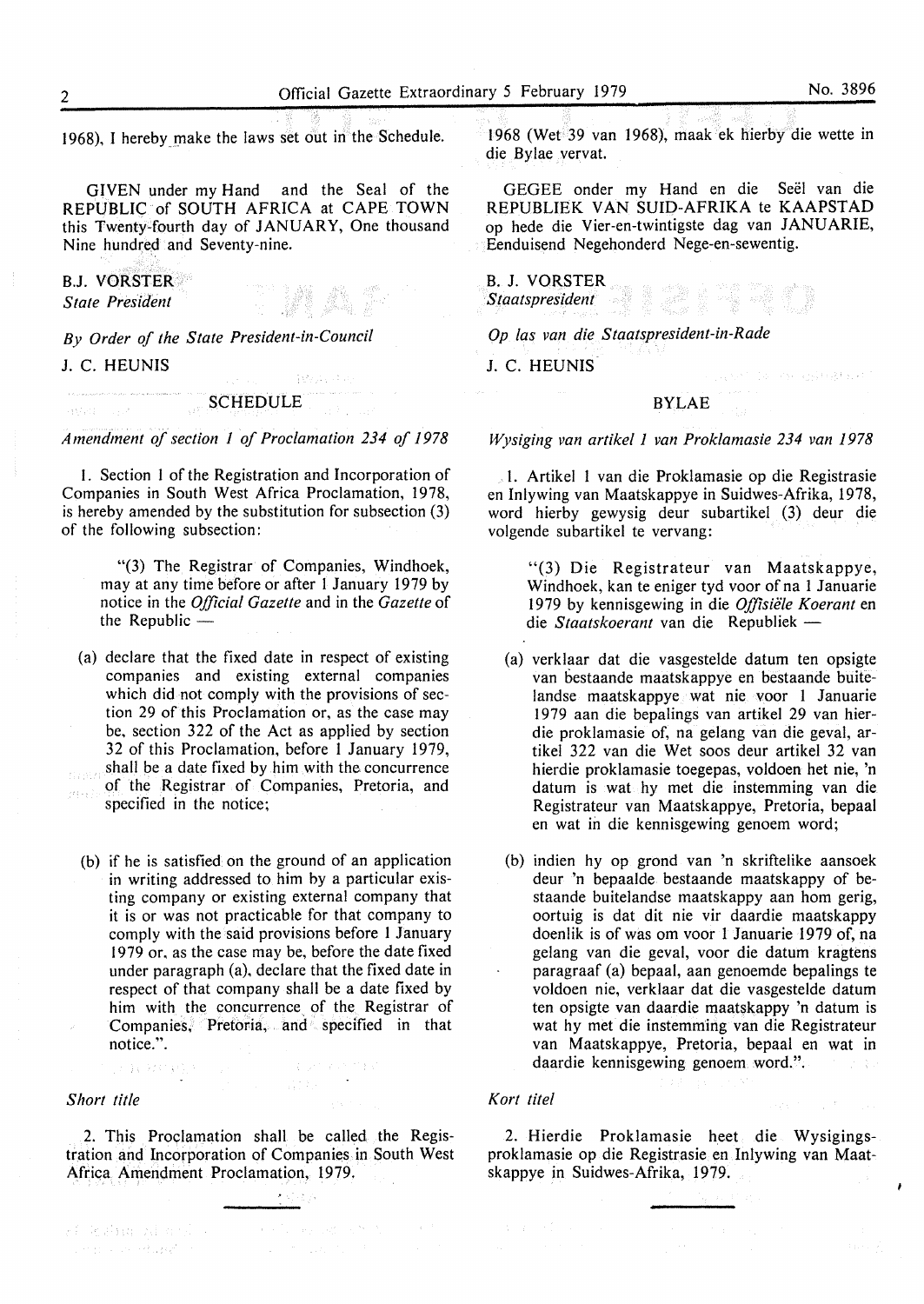1968), I hereby make the laws set out in the Schedule.

GIVEN under my Hand and the Seal of the REPUBLIC of SOUTH AFRICA at CAPE TOWN this Twenty-fourth day of JANUARY, One thousand Nine hundred and Seventy-nine.

B.J. VORSTER
*State President*

*By Order of the State President-in-Council*

J. C. HEUNIS

## SCHEDULE

*Amendment of section 1 of Proclamation 234 of 1978*

1. Section 1 of the Registration and Incorporation of Companies in South West Africa Proclamation, 1978, is hereby amended by the substitution for subsection (3) of the following subsection:

> "(3) The Registrar of Companies, Windhoek, may at any time before or after 1 January 1979 by notice in the *Official Gazette* and in the *Gazette* of the Republic —
>
> (a) declare that the fixed date in respect of existing companies and existing external companies which did not comply with the provisions of section 29 of this Proclamation or, as the case may be, section 322 of the Act as applied by section 32 of this Proclamation, before 1 January 1979, shall be a date fixed by him with the concurrence of the Registrar of Companies, Pretoria, and specified in the notice;
>
> (b) if he is satisfied on the ground of an application in writing addressed to him by a particular existing company or existing external company that it is or was not practicable for that company to comply with the said provisions before 1 January 1979 or, as the case may be, before the date fixed under paragraph (a), declare that the fixed date in respect of that company shall be a date fixed by him with the concurrence of the Registrar of Companies, Pretoria, and specified in that notice.".

*Short title*

2. This Proclamation shall be called the Registration and Incorporation of Companies in South West Africa Amendment Proclamation, 1979.

---

1968 (Wet 39 van 1968), maak ek hierby die wette in die Bylae vervat.

GEGEE onder my Hand en die Seël van die REPUBLIEK VAN SUID-AFRIKA te KAAPSTAD op hede die Vier-en-twintigste dag van JANUARIE, Eenduisend Negehonderd Nege-en-sewentig.

B. J. VORSTER
*Staatspresident*

*Op las van die Staatspresident-in-Rade*

J. C. HEUNIS

## BYLAE

*Wysiging van artikel 1 van Proklamasie 234 van 1978*

1. Artikel 1 van die Proklamasie op die Registrasie en Inlywing van Maatskappye in Suidwes-Afrika, 1978, word hierby gewysig deur subartikel (3) deur die volgende subartikel te vervang:

> "(3) Die Registrateur van Maatskappye, Windhoek, kan te eniger tyd voor of na 1 Januarie 1979 by kennisgewing in die *Offisiële Koerant* en die *Staatskoerant* van die Republiek —
>
> (a) verklaar dat die vasgestelde datum ten opsigte van bestaande maatskappye en bestaande buitelandse maatskappye wat nie voor 1 Januarie 1979 aan die bepalings van artikel 29 van hierdie proklamasie of, na gelang van die geval, artikel 322 van die Wet soos deur artikel 32 van hierdie proklamasie toegepas, voldoen het nie, 'n datum is wat hy met die instemming van die Registrateur van Maatskappye, Pretoria, bepaal en wat in die kennisgewing genoem word;
>
> (b) indien hy op grond van 'n skriftelike aansoek deur 'n bepaalde bestaande maatskappy of bestaande buitelandse maatskappy aan hom gerig, oortuig is dat dit nie vir daardie maatskappy doenlik is of was om voor 1 Januarie 1979 of, na gelang van die geval, voor die datum kragtens paragraaf (a) bepaal, aan genoemde bepalings te voldoen nie, verklaar dat die vasgestelde datum ten opsigte van daardie maatskappy 'n datum is wat hy met die instemming van die Registrateur van Maatskappye, Pretoria, bepaal en wat in daardie kennisgewing genoem word.".

*Kort titel*

2. Hierdie Proklamasie heet die Wysigingsproklamasie op die Registrasie en Inlywing van Maatskappye in Suidwes-Afrika, 1979.